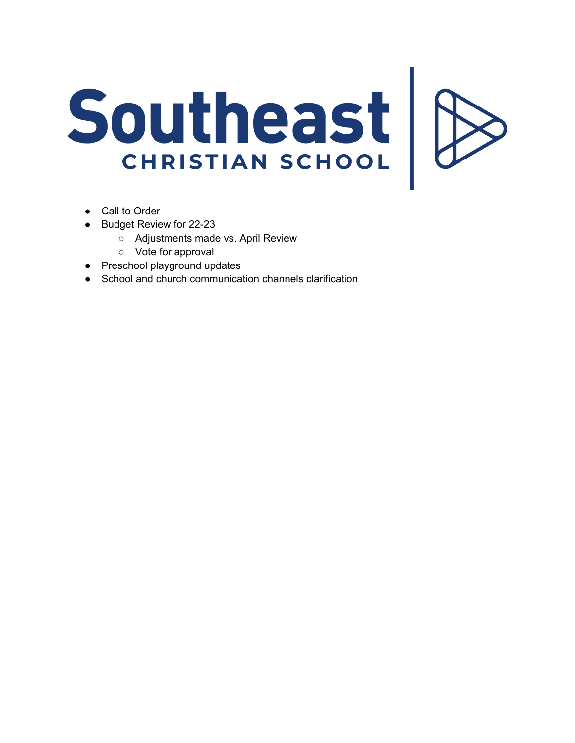# Southeast
## CHRISTIAN SCHOOL

- Call to Order
- Budget Review for 22-23
  - Adjustments made vs. April Review
  - Vote for approval
- Preschool playground updates
- School and church communication channels clarification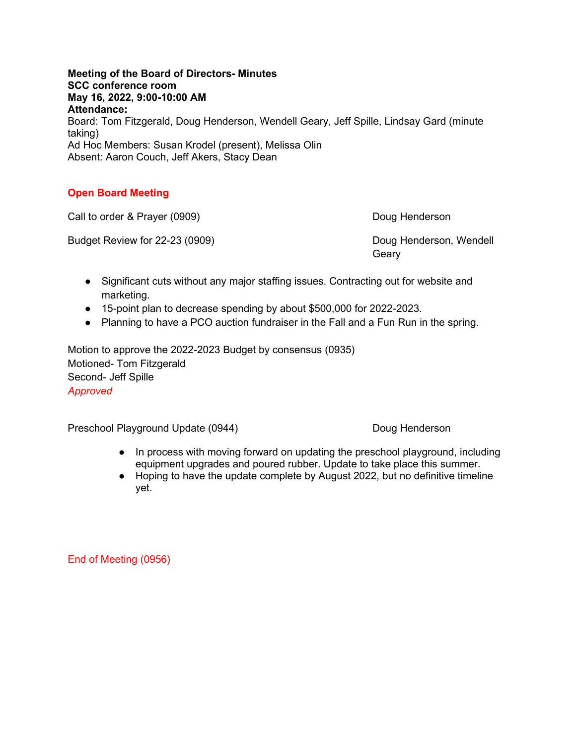**Meeting of the Board of Directors- Minutes**
**SCC conference room**
**May 16, 2022, 9:00-10:00 AM**
**Attendance:**
Board: Tom Fitzgerald, Doug Henderson, Wendell Geary, Jeff Spille, Lindsay Gard (minute taking)
Ad Hoc Members: Susan Krodel (present), Melissa Olin
Absent: Aaron Couch, Jeff Akers, Stacy Dean

## Open Board Meeting

| | |
|---|---|
| Call to order & Prayer (0909) | Doug Henderson |
| Budget Review for 22-23 (0909) | Doug Henderson, Wendell Geary |

- Significant cuts without any major staffing issues. Contracting out for website and marketing.
- 15-point plan to decrease spending by about $500,000 for 2022-2023.
- Planning to have a PCO auction fundraiser in the Fall and a Fun Run in the spring.

Motion to approve the 2022-2023 Budget by consensus (0935)
Motioned- Tom Fitzgerald
Second- Jeff Spille
*Approved*

| | |
|---|---|
| Preschool Playground Update (0944) | Doug Henderson |

- In process with moving forward on updating the preschool playground, including equipment upgrades and poured rubber. Update to take place this summer.
- Hoping to have the update complete by August 2022, but no definitive timeline yet.

End of Meeting (0956)